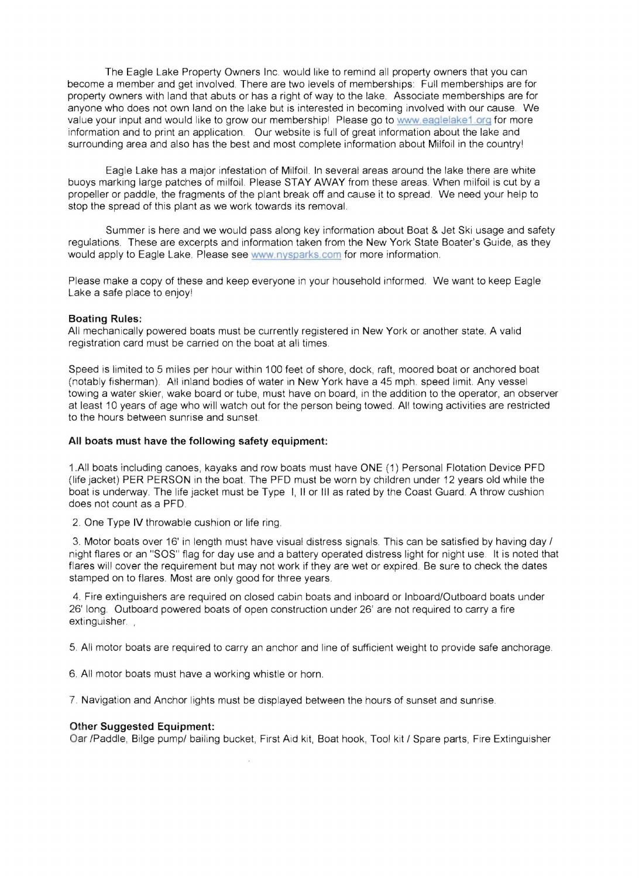The Eagle Lake Property Owners Inc. would like to remind all property owners that you can become a member and get involved. There are two levels of memberships: Full memberships are for property owners with land that abuts or has a right of way to the lake. Associate memberships are for anyone who does not own land on the lake but is interested in becoming involved with our cause. We value your input and would like to grow our membership! Please go to www.eaglelake1.org for more information and to print an application. Our website is full of great information about the lake and surrounding area and also has the best and most complete information about Milfoil in the country!

Eagle Lake has a major infestation of Milfoil. In several areas around the lake there are white buoys marking large patches of milfoil. Please STAY AWAY from these areas. When milfoil is cut by a propeller or paddle, the fragments of the plant break off and cause it to spread. We need your help to stop the spread of this plant as we work towards its removal.

Summer is here and we would pass along key information about Boat & Jet Ski usage and safety regulations. These are excerpts and information taken from the New York State Boater's Guide, as they would apply to Eagle Lake. Please see www.nysparks.com for more information.

Please make a copy of these and keep everyone in your household informed. We want to keep Eagle Lake a safe place to enjoy!

**Boating Rules:**
All mechanically powered boats must be currently registered in New York or another state. A valid registration card must be carried on the boat at all times.

Speed is limited to 5 miles per hour within 100 feet of shore, dock, raft, moored boat or anchored boat (notably fisherman). All inland bodies of water in New York have a 45 mph. speed limit. Any vessel towing a water skier, wake board or tube, must have on board, in the addition to the operator, an observer at least 10 years of age who will watch out for the person being towed. All towing activities are restricted to the hours between sunrise and sunset.

**All boats must have the following safety equipment:**

1. All boats including canoes, kayaks and row boats must have ONE (1) Personal Flotation Device PFD (life jacket) PER PERSON in the boat. The PFD must be worn by children under 12 years old while the boat is underway. The life jacket must be Type I, II or III as rated by the Coast Guard. A throw cushion does not count as a PFD.

2. One Type IV throwable cushion or life ring.

3. Motor boats over 16' in length must have visual distress signals. This can be satisfied by having day / night flares or an "SOS" flag for day use and a battery operated distress light for night use. It is noted that flares will cover the requirement but may not work if they are wet or expired. Be sure to check the dates stamped on to flares. Most are only good for three years.

4. Fire extinguishers are required on closed cabin boats and inboard or Inboard/Outboard boats under 26' long. Outboard powered boats of open construction under 26' are not required to carry a fire extinguisher. ,

5. All motor boats are required to carry an anchor and line of sufficient weight to provide safe anchorage.

6. All motor boats must have a working whistle or horn.

7. Navigation and Anchor lights must be displayed between the hours of sunset and sunrise.

**Other Suggested Equipment:**
Oar /Paddle, Bilge pump/ bailing bucket, First Aid kit, Boat hook, Tool kit / Spare parts, Fire Extinguisher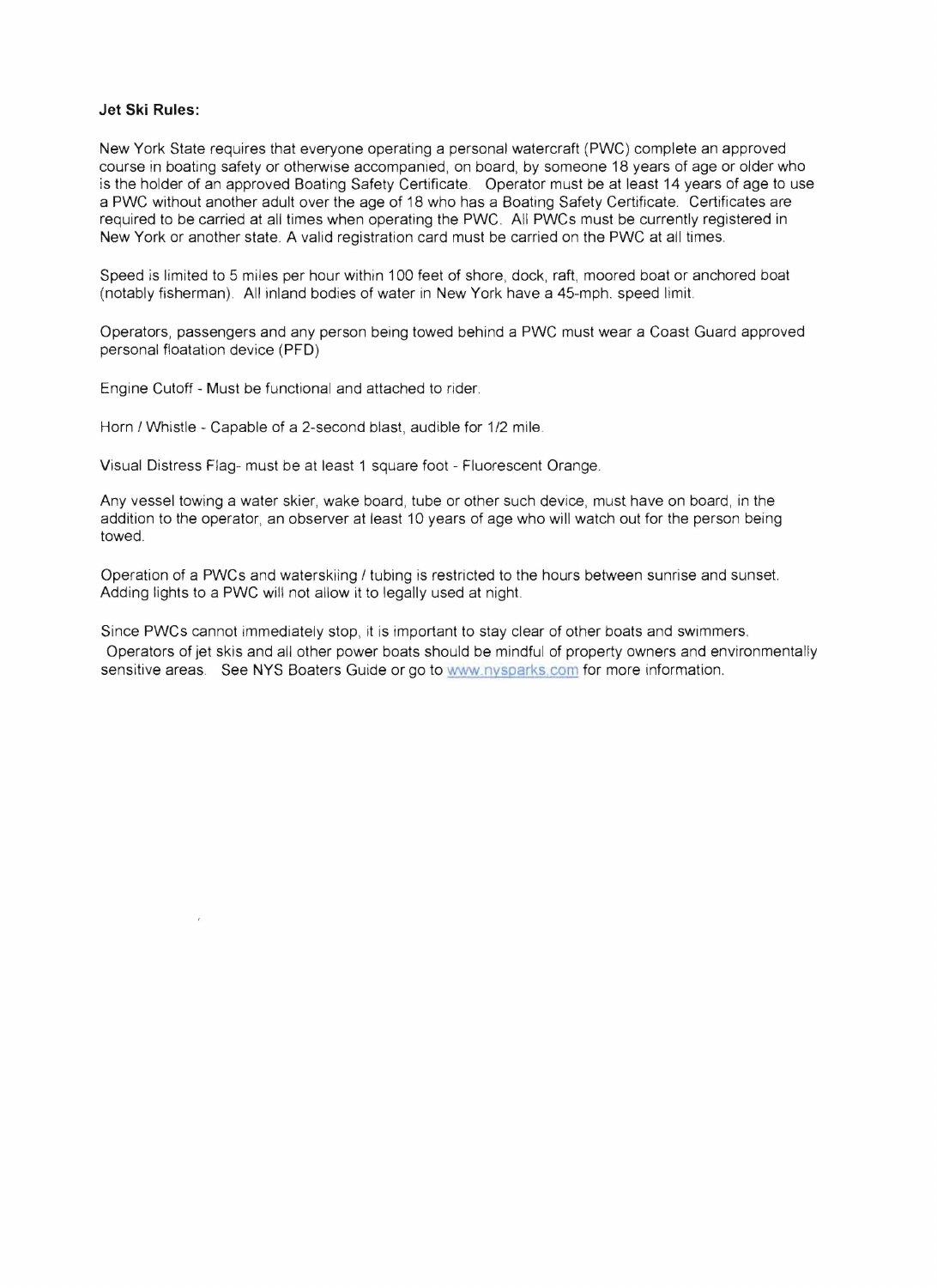**Jet Ski Rules:**

New York State requires that everyone operating a personal watercraft (PWC) complete an approved course in boating safety or otherwise accompanied, on board, by someone 18 years of age or older who is the holder of an approved Boating Safety Certificate. Operator must be at least 14 years of age to use a PWC without another adult over the age of 18 who has a Boating Safety Certificate. Certificates are required to be carried at all times when operating the PWC. All PWCs must be currently registered in New York or another state. A valid registration card must be carried on the PWC at all times.

Speed is limited to 5 miles per hour within 100 feet of shore, dock, raft, moored boat or anchored boat (notably fisherman). All inland bodies of water in New York have a 45-mph. speed limit.

Operators, passengers and any person being towed behind a PWC must wear a Coast Guard approved personal floatation device (PFD)

Engine Cutoff - Must be functional and attached to rider.

Horn / Whistle - Capable of a 2-second blast, audible for 1/2 mile.

Visual Distress Flag- must be at least 1 square foot - Fluorescent Orange.

Any vessel towing a water skier, wake board, tube or other such device, must have on board, in the addition to the operator, an observer at least 10 years of age who will watch out for the person being towed.

Operation of a PWCs and waterskiing / tubing is restricted to the hours between sunrise and sunset. Adding lights to a PWC will not allow it to legally used at night.

Since PWCs cannot immediately stop, it is important to stay clear of other boats and swimmers. Operators of jet skis and all other power boats should be mindful of property owners and environmentally sensitive areas. See NYS Boaters Guide or go to www.nysparks.com for more information.